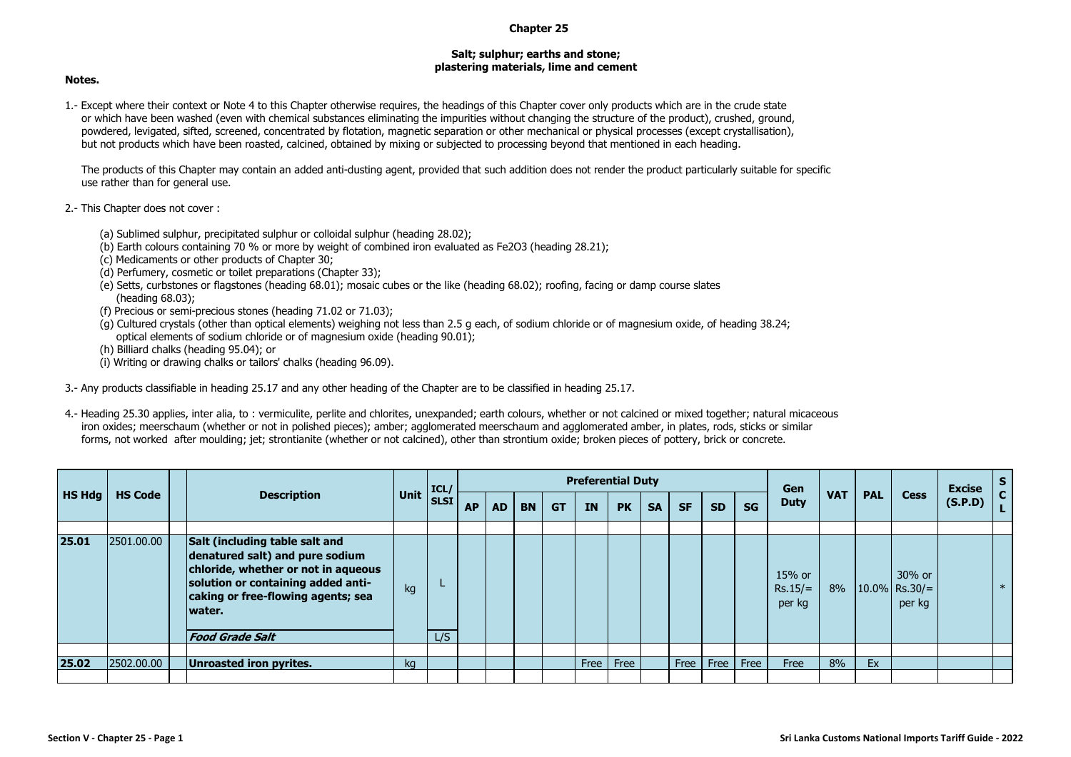# Chapter 25

## Salt; sulphur; earths and stone; plastering materials, lime and cement

**Notes.**

1.- Except where their context or Note 4 to this Chapter otherwise requires, the headings of this Chapter cover only products which are in the crude state or which have been washed (even with chemical substances eliminating the impurities without changing the structure of the product), crushed, ground, powdered, levigated, sifted, screened, concentrated by flotation, magnetic separation or other mechanical or physical processes (except crystallisation), but not products which have been roasted, calcined, obtained by mixing or subjected to processing beyond that mentioned in each heading.

The products of this Chapter may contain an added anti-dusting agent, provided that such addition does not render the product particularly suitable for specific use rather than for general use.

2.- This Chapter does not cover :

(a) Sublimed sulphur, precipitated sulphur or colloidal sulphur (heading 28.02);
(b) Earth colours containing 70 % or more by weight of combined iron evaluated as $Fe_2O_3$ (heading 28.21);
(c) Medicaments or other products of Chapter 30;
(d) Perfumery, cosmetic or toilet preparations (Chapter 33);
(e) Setts, curbstones or flagstones (heading 68.01); mosaic cubes or the like (heading 68.02); roofing, facing or damp course slates (heading 68.03);
(f) Precious or semi-precious stones (heading 71.02 or 71.03);
(g) Cultured crystals (other than optical elements) weighing not less than 2.5 g each, of sodium chloride or of magnesium oxide, of heading 38.24; optical elements of sodium chloride or of magnesium oxide (heading 90.01);
(h) Billiard chalks (heading 95.04); or
(i) Writing or drawing chalks or tailors' chalks (heading 96.09).

3.- Any products classifiable in heading 25.17 and any other heading of the Chapter are to be classified in heading 25.17.

4.- Heading 25.30 applies, inter alia, to : vermiculite, perlite and chlorites, unexpanded; earth colours, whether or not calcined or mixed together; natural micaceous iron oxides; meerschaum (whether or not in polished pieces); amber; agglomerated meerschaum and agglomerated amber, in plates, rods, sticks or similar forms, not worked after moulding; jet; strontianite (whether or not calcined), other than strontium oxide; broken pieces of pottery, brick or concrete.

| HS Hdg | HS Code | | Description | Unit | ICL/ SLSI | Preferential Duty | | | | | | | | | | Gen Duty | VAT | PAL | Cess | Excise (S.P.D) | SCL |
|---|---|---|---|---|---|---|---|---|---|---|---|---|---|---|---|---|---|---|---|---|---|
| | | | | | | AP | AD | BN | GT | IN | PK | SA | SF | SD | SG | | | | | | |
| **25.01** | 2501.00.00 | | **Salt (including table salt and denatured salt) and pure sodium chloride, whether or not in aqueous solution or containing added anti-caking or free-flowing agents; sea water.** | kg | L | | | | | | | | | | | 15% or Rs.15/= per kg | 8% | 10.0% | 30% or Rs.30/= per kg | | * |
| | | | ***Food Grade Salt*** | | L/S | | | | | | | | | | | | | | | | |
| **25.02** | 2502.00.00 | | **Unroasted iron pyrites.** | kg | | | | | | Free | Free | | Free | Free | Free | Free | 8% | Ex | | | |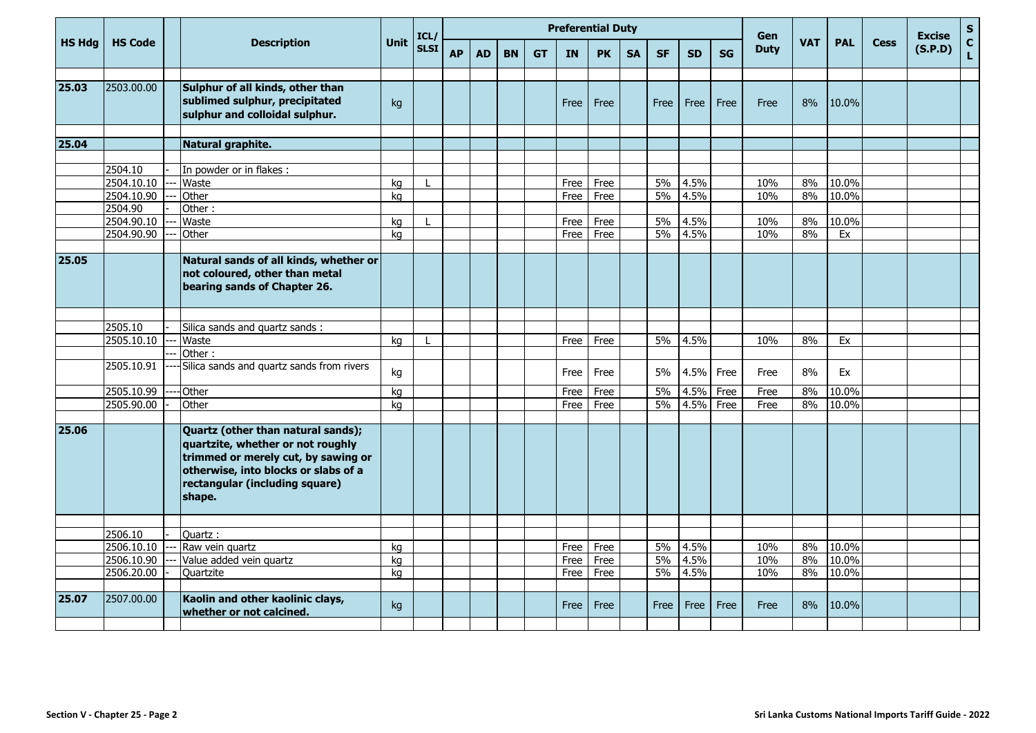| HS Hdg | HS Code | | Description | Unit | ICL/ SLSI | Preferential Duty | | | | | | | | | | Gen Duty | VAT | PAL | Cess | Excise (S.P.D) | S C L |
|---|---|---|---|---|---|---|---|---|---|---|---|---|---|---|---|---|---|---|---|---|---|
| | | | | | | AP | AD | BN | GT | IN | PK | SA | SF | SD | SG | | | | | | |
| **25.03** | 2503.00.00 | | **Sulphur of all kinds, other than sublimed sulphur, precipitated sulphur and colloidal sulphur.** | kg | | | | | | Free | Free | | Free | Free | Free | Free | 8% | 10.0% | | | |
| **25.04** | | | **Natural graphite.** | | | | | | | | | | | | | | | | | | |
| | 2504.10 | - | In powder or in flakes : | | | | | | | | | | | | | | | | | | |
| | 2504.10.10 | --- | Waste | kg | L | | | | | Free | Free | | 5% | 4.5% | | 10% | 8% | 10.0% | | | |
| | 2504.10.90 | --- | Other | kg | | | | | | Free | Free | | 5% | 4.5% | | 10% | 8% | 10.0% | | | |
| | 2504.90 | - | Other : | | | | | | | | | | | | | | | | | | |
| | 2504.90.10 | --- | Waste | kg | L | | | | | Free | Free | | 5% | 4.5% | | 10% | 8% | 10.0% | | | |
| | 2504.90.90 | --- | Other | kg | | | | | | Free | Free | | 5% | 4.5% | | 10% | 8% | Ex | | | |
| **25.05** | | | **Natural sands of all kinds, whether or not coloured, other than metal bearing sands of Chapter 26.** | | | | | | | | | | | | | | | | | | |
| | 2505.10 | - | Silica sands and quartz sands : | | | | | | | | | | | | | | | | | | |
| | 2505.10.10 | --- | Waste | kg | L | | | | | Free | Free | | 5% | 4.5% | | 10% | 8% | Ex | | | |
| | | --- | Other : | | | | | | | | | | | | | | | | | | |
| | 2505.10.91 | ---- | Silica sands and quartz sands from rivers | kg | | | | | | Free | Free | | 5% | 4.5% | Free | Free | 8% | Ex | | | |
| | 2505.10.99 | ---- | Other | kg | | | | | | Free | Free | | 5% | 4.5% | Free | Free | 8% | 10.0% | | | |
| | 2505.90.00 | - | Other | kg | | | | | | Free | Free | | 5% | 4.5% | Free | Free | 8% | 10.0% | | | |
| **25.06** | | | **Quartz (other than natural sands); quartzite, whether or not roughly trimmed or merely cut, by sawing or otherwise, into blocks or slabs of a rectangular (including square) shape.** | | | | | | | | | | | | | | | | | | |
| | 2506.10 | - | Quartz : | | | | | | | | | | | | | | | | | | |
| | 2506.10.10 | --- | Raw vein quartz | kg | | | | | | Free | Free | | 5% | 4.5% | | 10% | 8% | 10.0% | | | |
| | 2506.10.90 | --- | Value added vein quartz | kg | | | | | | Free | Free | | 5% | 4.5% | | 10% | 8% | 10.0% | | | |
| | 2506.20.00 | - | Quartzite | kg | | | | | | Free | Free | | 5% | 4.5% | | 10% | 8% | 10.0% | | | |
| **25.07** | 2507.00.00 | | **Kaolin and other kaolinic clays, whether or not calcined.** | kg | | | | | | Free | Free | | Free | Free | Free | Free | 8% | 10.0% | | | |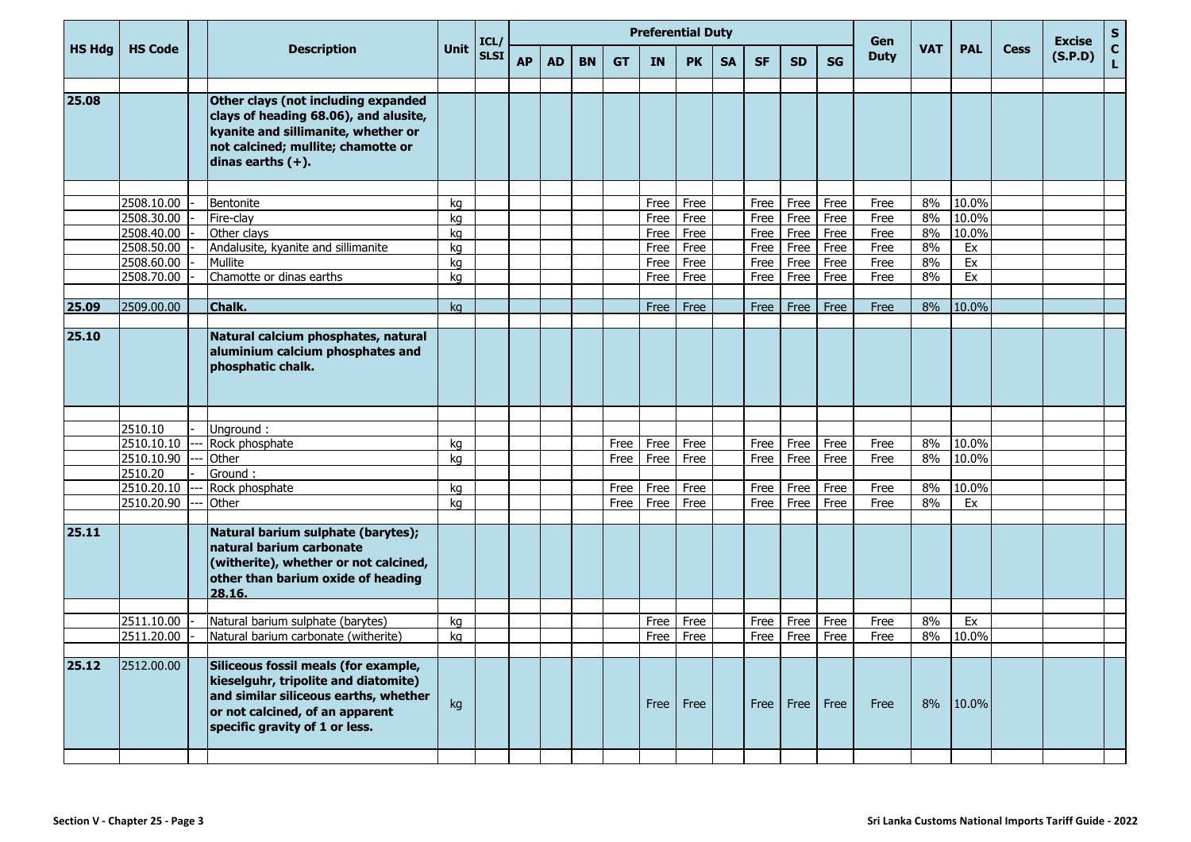| HS Hdg | HS Code | | Description | Unit | ICL/ SLSI | Preferential Duty | | | | | | | | | | Gen Duty | VAT | PAL | Cess | Excise (S.P.D) | S C L |
|---|---|---|---|---|---|---|---|---|---|---|---|---|---|---|---|---|---|---|---|---|---|
| | | | | | | AP | AD | BN | GT | IN | PK | SA | SF | SD | SG | | | | | | |
| 25.08 | | | **Other clays (not including expanded clays of heading 68.06), and alusite, kyanite and sillimanite, whether or not calcined; mullite; chamotte or dinas earths (+).** | | | | | | | | | | | | | | | | | | |
| | 2508.10.00 | - | Bentonite | kg | | | | | | Free | Free | | Free | Free | Free | Free | 8% | 10.0% | | | |
| | 2508.30.00 | - | Fire-clay | kg | | | | | | Free | Free | | Free | Free | Free | Free | 8% | 10.0% | | | |
| | 2508.40.00 | - | Other clays | kg | | | | | | Free | Free | | Free | Free | Free | Free | 8% | 10.0% | | | |
| | 2508.50.00 | - | Andalusite, kyanite and sillimanite | kg | | | | | | Free | Free | | Free | Free | Free | Free | 8% | Ex | | | |
| | 2508.60.00 | - | Mullite | kg | | | | | | Free | Free | | Free | Free | Free | Free | 8% | Ex | | | |
| | 2508.70.00 | - | Chamotte or dinas earths | kg | | | | | | Free | Free | | Free | Free | Free | Free | 8% | Ex | | | |
| 25.09 | 2509.00.00 | | **Chalk.** | kg | | | | | | Free | Free | | Free | Free | Free | Free | 8% | 10.0% | | | |
| 25.10 | | | **Natural calcium phosphates, natural aluminium calcium phosphates and phosphatic chalk.** | | | | | | | | | | | | | | | | | | |
| | 2510.10 | - | Unground : | | | | | | | | | | | | | | | | | | |
| | 2510.10.10 | --- | Rock phosphate | kg | | | | | Free | Free | Free | | Free | Free | Free | Free | 8% | 10.0% | | | |
| | 2510.10.90 | --- | Other | kg | | | | | Free | Free | Free | | Free | Free | Free | Free | 8% | 10.0% | | | |
| | 2510.20 | - | Ground : | | | | | | | | | | | | | | | | | | |
| | 2510.20.10 | --- | Rock phosphate | kg | | | | | Free | Free | Free | | Free | Free | Free | Free | 8% | 10.0% | | | |
| | 2510.20.90 | --- | Other | kg | | | | | Free | Free | Free | | Free | Free | Free | Free | 8% | Ex | | | |
| 25.11 | | | **Natural barium sulphate (barytes); natural barium carbonate (witherite), whether or not calcined, other than barium oxide of heading 28.16.** | | | | | | | | | | | | | | | | | | |
| | 2511.10.00 | - | Natural barium sulphate (barytes) | kg | | | | | | Free | Free | | Free | Free | Free | Free | 8% | Ex | | | |
| | 2511.20.00 | - | Natural barium carbonate (witherite) | kg | | | | | | Free | Free | | Free | Free | Free | Free | 8% | 10.0% | | | |
| 25.12 | 2512.00.00 | | **Siliceous fossil meals (for example, kieselguhr, tripolite and diatomite) and similar siliceous earths, whether or not calcined, of an apparent specific gravity of 1 or less.** | kg | | | | | | Free | Free | | Free | Free | Free | Free | 8% | 10.0% | | | |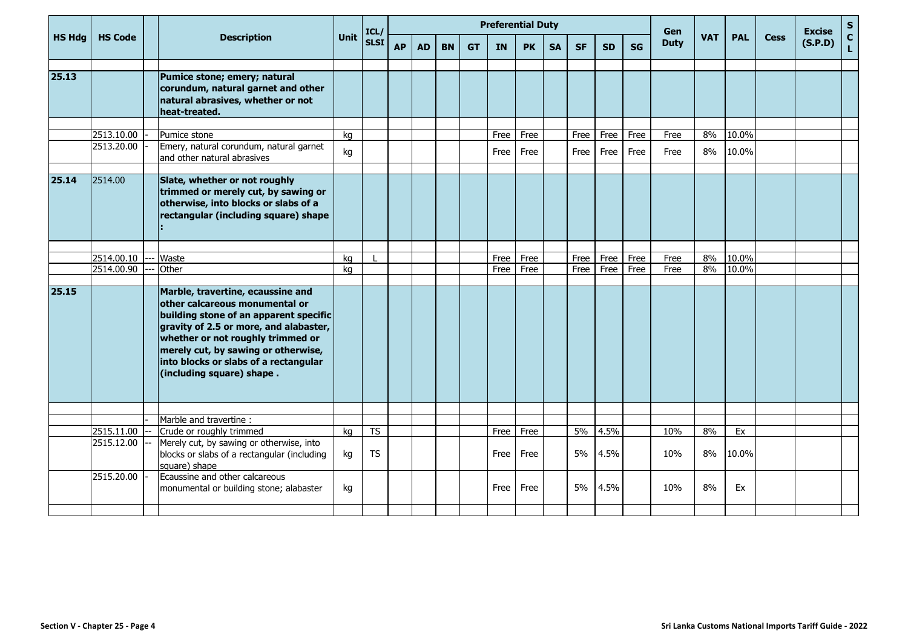| HS Hdg | HS Code | | Description | Unit | ICL/ SLSI | Preferential Duty | | | | | | | | | | Gen Duty | VAT | PAL | Cess | Excise (S.P.D) | S C L |
|---|---|---|---|---|---|---|---|---|---|---|---|---|---|---|---|---|---|---|---|---|---|
| | | | | | | AP | AD | BN | GT | IN | PK | SA | SF | SD | SG | | | | | | |
| **25.13** | | | **Pumice stone; emery; natural corundum, natural garnet and other natural abrasives, whether or not heat-treated.** | | | | | | | | | | | | | | | | | | |
| | 2513.10.00 | - | Pumice stone | kg | | | | | | Free | Free | | Free | Free | Free | Free | 8% | 10.0% | | | |
| | 2513.20.00 | - | Emery, natural corundum, natural garnet and other natural abrasives | kg | | | | | | Free | Free | | Free | Free | Free | Free | 8% | 10.0% | | | |
| **25.14** | 2514.00 | | **Slate, whether or not roughly trimmed or merely cut, by sawing or otherwise, into blocks or slabs of a rectangular (including square) shape :** | | | | | | | | | | | | | | | | | | |
| | 2514.00.10 | --- | Waste | kg | L | | | | | Free | Free | | Free | Free | Free | Free | 8% | 10.0% | | | |
| | 2514.00.90 | --- | Other | kg | | | | | | Free | Free | | Free | Free | Free | Free | 8% | 10.0% | | | |
| **25.15** | | | **Marble, travertine, ecaussine and other calcareous monumental or building stone of an apparent specific gravity of 2.5 or more, and alabaster, whether or not roughly trimmed or merely cut, by sawing or otherwise, into blocks or slabs of a rectangular (including square) shape .** | | | | | | | | | | | | | | | | | | |
| | | - | Marble and travertine : | | | | | | | | | | | | | | | | | | |
| | 2515.11.00 | -- | Crude or roughly trimmed | kg | TS | | | | | Free | Free | | 5% | 4.5% | | 10% | 8% | Ex | | | |
| | 2515.12.00 | -- | Merely cut, by sawing or otherwise, into blocks or slabs of a rectangular (including square) shape | kg | TS | | | | | Free | Free | | 5% | 4.5% | | 10% | 8% | 10.0% | | | |
| | 2515.20.00 | - | Ecaussine and other calcareous monumental or building stone; alabaster | kg | | | | | | Free | Free | | 5% | 4.5% | | 10% | 8% | Ex | | | |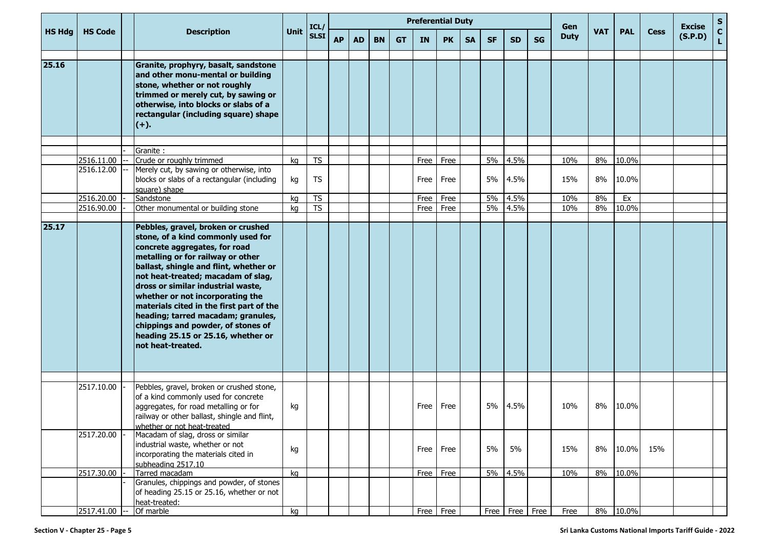| HS Hdg | HS Code | | Description | Unit | ICL/ SLSI | Preferential Duty | | | | | | | | | | Gen Duty | VAT | PAL | Cess | Excise (S.P.D) | SCL |
|---|---|---|---|---|---|---|---|---|---|---|---|---|---|---|---|---|---|---|---|---|---|
| | | | | | | AP | AD | BN | GT | IN | PK | SA | SF | SD | SG | | | | | | |
| 25.16 | | | **Granite, prophyry, basalt, sandstone and other monu-mental or building stone, whether or not roughly trimmed or merely cut, by sawing or otherwise, into blocks or slabs of a rectangular (including square) shape (+).** | | | | | | | | | | | | | | | | | | |
| | | - | Granite : | | | | | | | | | | | | | | | | | | |
| | 2516.11.00 | -- | Crude or roughly trimmed | kg | TS | | | | | Free | Free | | 5% | 4.5% | | 10% | 8% | 10.0% | | | |
| | 2516.12.00 | -- | Merely cut, by sawing or otherwise, into blocks or slabs of a rectangular (including square) shape | kg | TS | | | | | Free | Free | | 5% | 4.5% | | 15% | 8% | 10.0% | | | |
| | 2516.20.00 | - | Sandstone | kg | TS | | | | | Free | Free | | 5% | 4.5% | | 10% | 8% | Ex | | | |
| | 2516.90.00 | - | Other monumental or building stone | kg | TS | | | | | Free | Free | | 5% | 4.5% | | 10% | 8% | 10.0% | | | |
| 25.17 | | | **Pebbles, gravel, broken or crushed stone, of a kind commonly used for concrete aggregates, for road metalling or for railway or other ballast, shingle and flint, whether or not heat-treated; macadam of slag, dross or similar industrial waste, whether or not incorporating the materials cited in the first part of the heading; tarred macadam; granules, chippings and powder, of stones of heading 25.15 or 25.16, whether or not heat-treated.** | | | | | | | | | | | | | | | | | | |
| | 2517.10.00 | - | Pebbles, gravel, broken or crushed stone, of a kind commonly used for concrete aggregates, for road metalling or for railway or other ballast, shingle and flint, whether or not heat-treated | kg | | | | | | Free | Free | | 5% | 4.5% | | 10% | 8% | 10.0% | | | |
| | 2517.20.00 | - | Macadam of slag, dross or similar industrial waste, whether or not incorporating the materials cited in subheading 2517.10 | kg | | | | | | Free | Free | | 5% | 5% | | 15% | 8% | 10.0% | 15% | | |
| | 2517.30.00 | - | Tarred macadam | kg | | | | | | Free | Free | | 5% | 4.5% | | 10% | 8% | 10.0% | | | |
| | | - | Granules, chippings and powder, of stones of heading 25.15 or 25.16, whether or not heat-treated: | | | | | | | | | | | | | | | | | | |
| | 2517.41.00 | -- | Of marble | kg | | | | | | Free | Free | | Free | Free | Free | Free | 8% | 10.0% | | | |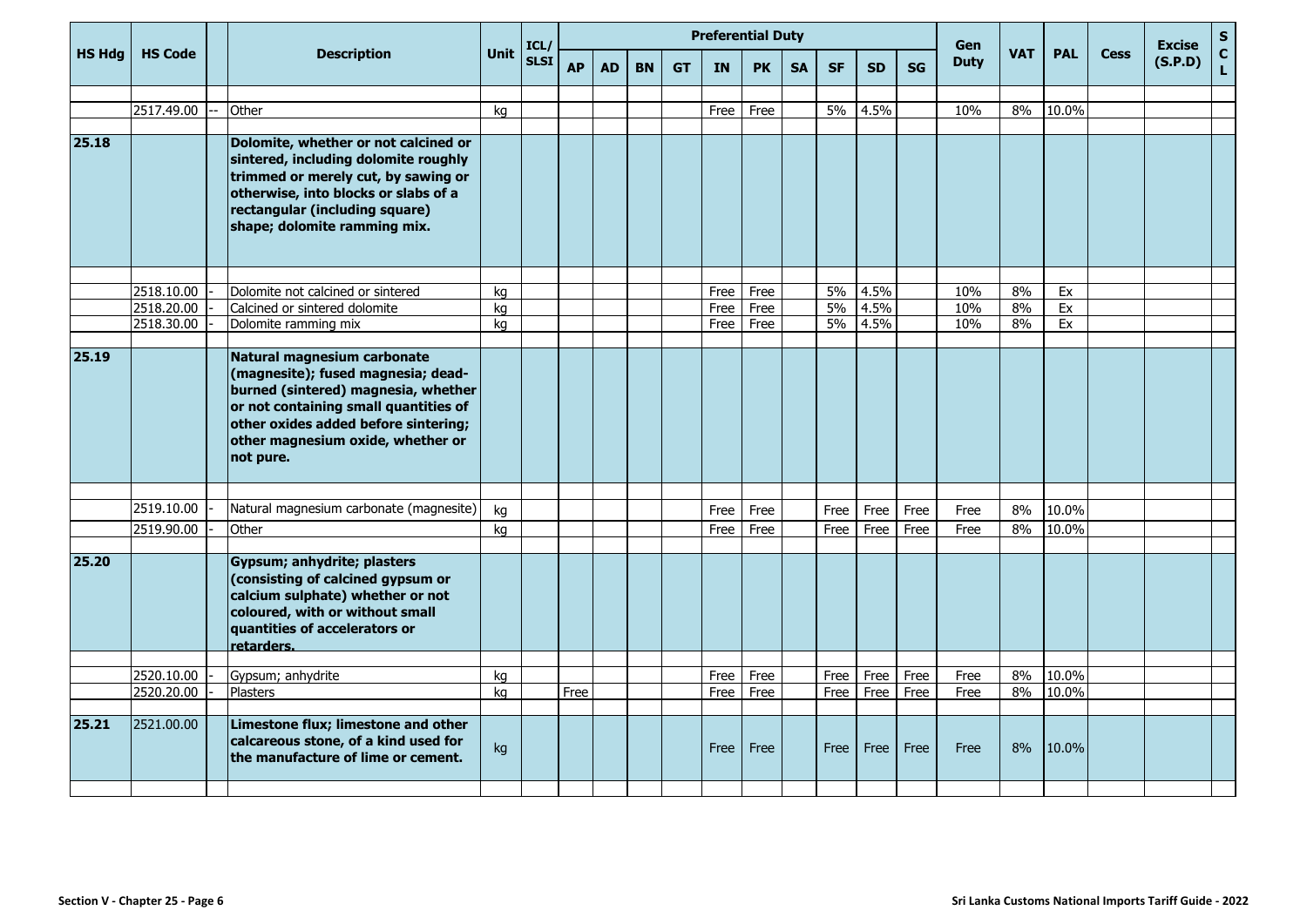| HS Hdg | HS Code | | Description | Unit | ICL/ SLSI | Preferential Duty | | | | | | | | | | Gen Duty | VAT | PAL | Cess | Excise (S.P.D) | S C L |
|---|---|---|---|---|---|---|---|---|---|---|---|---|---|---|---|---|---|---|---|---|---|
| | | | | | | AP | AD | BN | GT | IN | PK | SA | SF | SD | SG | | | | | | |
| | 2517.49.00 | -- | Other | kg | | | | | | Free | Free | | 5% | 4.5% | | 10% | 8% | 10.0% | | | |
| 25.18 | | | **Dolomite, whether or not calcined or sintered, including dolomite roughly trimmed or merely cut, by sawing or otherwise, into blocks or slabs of a rectangular (including square) shape; dolomite ramming mix.** | | | | | | | | | | | | | | | | | | |
| | 2518.10.00 | - | Dolomite not calcined or sintered | kg | | | | | | Free | Free | | 5% | 4.5% | | 10% | 8% | Ex | | | |
| | 2518.20.00 | - | Calcined or sintered dolomite | kg | | | | | | Free | Free | | 5% | 4.5% | | 10% | 8% | Ex | | | |
| | 2518.30.00 | - | Dolomite ramming mix | kg | | | | | | Free | Free | | 5% | 4.5% | | 10% | 8% | Ex | | | |
| 25.19 | | | **Natural magnesium carbonate (magnesite); fused magnesia; dead-burned (sintered) magnesia, whether or not containing small quantities of other oxides added before sintering; other magnesium oxide, whether or not pure.** | | | | | | | | | | | | | | | | | | |
| | 2519.10.00 | - | Natural magnesium carbonate (magnesite) | kg | | | | | | Free | Free | | Free | Free | Free | Free | 8% | 10.0% | | | |
| | 2519.90.00 | - | Other | kg | | | | | | Free | Free | | Free | Free | Free | Free | 8% | 10.0% | | | |
| 25.20 | | | **Gypsum; anhydrite; plasters (consisting of calcined gypsum or calcium sulphate) whether or not coloured, with or without small quantities of accelerators or retarders.** | | | | | | | | | | | | | | | | | | |
| | 2520.10.00 | - | Gypsum; anhydrite | kg | | | | | | Free | Free | | Free | Free | Free | Free | 8% | 10.0% | | | |
| | 2520.20.00 | - | Plasters | kg | | Free | | | | Free | Free | | Free | Free | Free | Free | 8% | 10.0% | | | |
| 25.21 | 2521.00.00 | | **Limestone flux; limestone and other calcareous stone, of a kind used for the manufacture of lime or cement.** | kg | | | | | | Free | Free | | Free | Free | Free | Free | 8% | 10.0% | | | |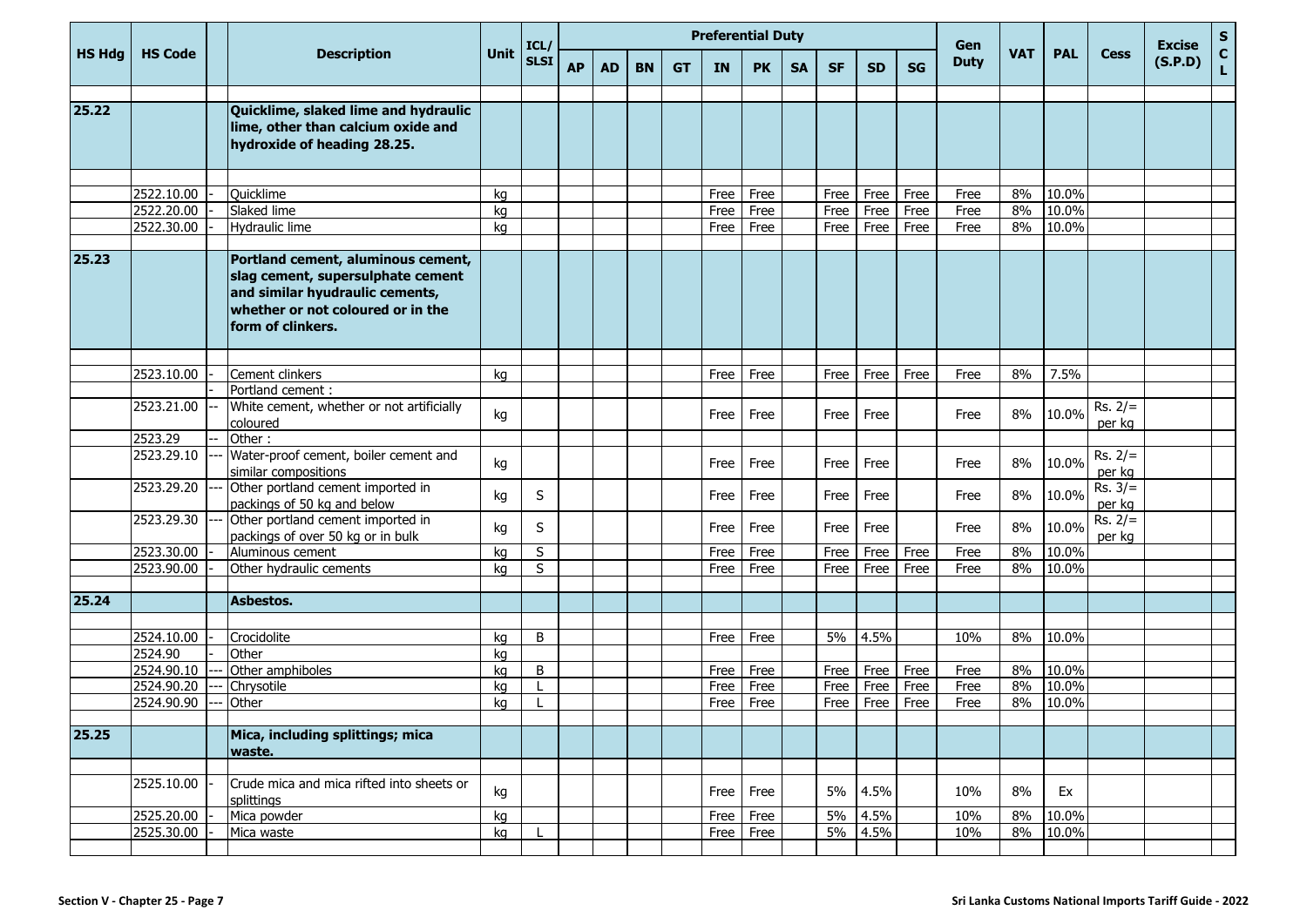| HS Hdg | HS Code | | Description | Unit | ICL/ SLSI | Preferential Duty | | | | | | | | | | Gen Duty | VAT | PAL | Cess | Excise (S.P.D) | SCL |
|---|---|---|---|---|---|---|---|---|---|---|---|---|---|---|---|---|---|---|---|---|---|
| | | | | | | AP | AD | BN | GT | IN | PK | SA | SF | SD | SG | | | | | | |
| 25.22 | | | **Quicklime, slaked lime and hydraulic lime, other than calcium oxide and hydroxide of heading 28.25.** | | | | | | | | | | | | | | | | | | |
| | 2522.10.00 | - | Quicklime | kg | | | | | | Free | Free | | Free | Free | Free | Free | 8% | 10.0% | | | |
| | 2522.20.00 | - | Slaked lime | kg | | | | | | Free | Free | | Free | Free | Free | Free | 8% | 10.0% | | | |
| | 2522.30.00 | - | Hydraulic lime | kg | | | | | | Free | Free | | Free | Free | Free | Free | 8% | 10.0% | | | |
| 25.23 | | | **Portland cement, aluminous cement, slag cement, supersulphate cement and similar hyudraulic cements, whether or not coloured or in the form of clinkers.** | | | | | | | | | | | | | | | | | | |
| | 2523.10.00 | - | Cement clinkers | kg | | | | | | Free | Free | | Free | Free | Free | Free | 8% | 7.5% | | | |
| | | - | Portland cement : | | | | | | | | | | | | | | | | | | |
| | 2523.21.00 | -- | White cement, whether or not artificially coloured | kg | | | | | | Free | Free | | Free | Free | | Free | 8% | 10.0% | Rs. 2/= per kg | | |
| | 2523.29 | -- | Other : | | | | | | | | | | | | | | | | | | |
| | 2523.29.10 | --- | Water-proof cement, boiler cement and similar compositions | kg | | | | | | Free | Free | | Free | Free | | Free | 8% | 10.0% | Rs. 2/= per kg | | |
| | 2523.29.20 | --- | Other portland cement imported in packings of 50 kg and below | kg | S | | | | | Free | Free | | Free | Free | | Free | 8% | 10.0% | Rs. 3/= per kg | | |
| | 2523.29.30 | --- | Other portland cement imported in packings of over 50 kg or in bulk | kg | S | | | | | Free | Free | | Free | Free | | Free | 8% | 10.0% | Rs. 2/= per kg | | |
| | 2523.30.00 | - | Aluminous cement | kg | S | | | | | Free | Free | | Free | Free | Free | Free | 8% | 10.0% | | | |
| | 2523.90.00 | - | Other hydraulic cements | kg | S | | | | | Free | Free | | Free | Free | Free | Free | 8% | 10.0% | | | |
| 25.24 | | | **Asbestos.** | | | | | | | | | | | | | | | | | | |
| | 2524.10.00 | - | Crocidolite | kg | B | | | | | Free | Free | | 5% | 4.5% | | 10% | 8% | 10.0% | | | |
| | 2524.90 | - | Other | kg | | | | | | | | | | | | | | | | | |
| | 2524.90.10 | --- | Other amphiboles | kg | B | | | | | Free | Free | | Free | Free | Free | Free | 8% | 10.0% | | | |
| | 2524.90.20 | --- | Chrysotile | kg | L | | | | | Free | Free | | Free | Free | Free | Free | 8% | 10.0% | | | |
| | 2524.90.90 | --- | Other | kg | L | | | | | Free | Free | | Free | Free | Free | Free | 8% | 10.0% | | | |
| 25.25 | | | **Mica, including splittings; mica waste.** | | | | | | | | | | | | | | | | | | |
| | 2525.10.00 | - | Crude mica and mica rifted into sheets or splittings | kg | | | | | | Free | Free | | 5% | 4.5% | | 10% | 8% | Ex | | | |
| | 2525.20.00 | - | Mica powder | kg | | | | | | Free | Free | | 5% | 4.5% | | 10% | 8% | 10.0% | | | |
| | 2525.30.00 | - | Mica waste | kg | L | | | | | Free | Free | | 5% | 4.5% | | 10% | 8% | 10.0% | | | |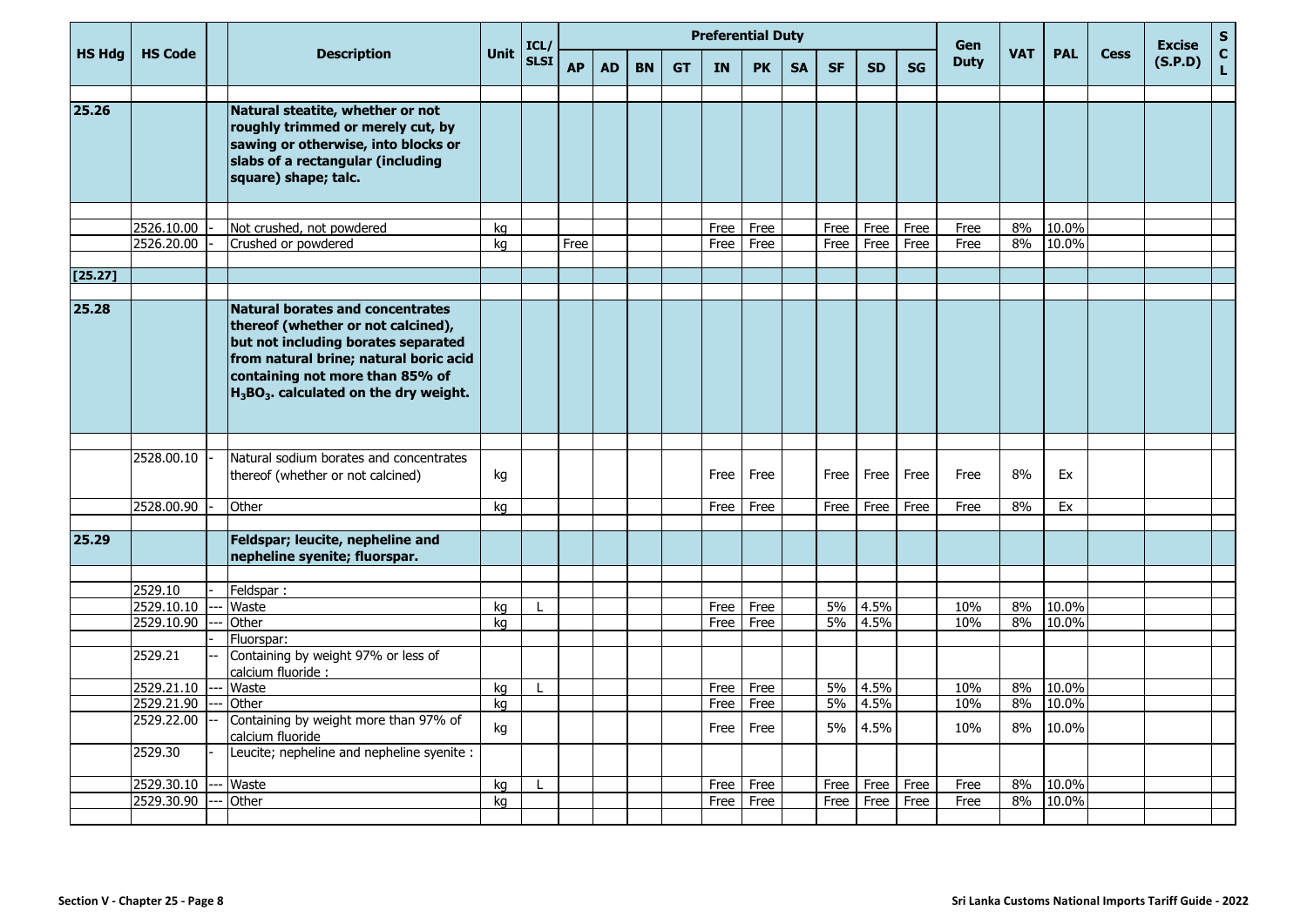| HS Hdg | HS Code | | Description | Unit | ICL/SLSI | Preferential Duty | | | | | | | | | | Gen Duty | VAT | PAL | Cess | Excise (S.P.D) | SCL |
|---|---|---|---|---|---|---|---|---|---|---|---|---|---|---|---|---|---|---|---|---|---|
| | | | | | | AP | AD | BN | GT | IN | PK | SA | SF | SD | SG | | | | | | |
| 25.26 | | | **Natural steatite, whether or not roughly trimmed or merely cut, by sawing or otherwise, into blocks or slabs of a rectangular (including square) shape; talc.** | | | | | | | | | | | | | | | | | | |
| | 2526.10.00 | - | Not crushed, not powdered | kg | | | | | | Free | Free | | Free | Free | Free | Free | 8% | 10.0% | | | |
| | 2526.20.00 | - | Crushed or powdered | kg | | Free | | | | Free | Free | | Free | Free | Free | Free | 8% | 10.0% | | | |
| [25.27] | | | | | | | | | | | | | | | | | | | | | |
| 25.28 | | | **Natural borates and concentrates thereof (whether or not calcined), but not including borates separated from natural brine; natural boric acid containing not more than 85% of $H_3BO_3$. calculated on the dry weight.** | | | | | | | | | | | | | | | | | | |
| | 2528.00.10 | - | Natural sodium borates and concentrates thereof (whether or not calcined) | kg | | | | | | Free | Free | | Free | Free | Free | Free | 8% | Ex | | | |
| | 2528.00.90 | - | Other | kg | | | | | | Free | Free | | Free | Free | Free | Free | 8% | Ex | | | |
| 25.29 | | | **Feldspar; leucite, nepheline and nepheline syenite; fluorspar.** | | | | | | | | | | | | | | | | | | |
| | 2529.10 | - | Feldspar : | | | | | | | | | | | | | | | | | | |
| | 2529.10.10 | --- | Waste | kg | L | | | | | Free | Free | | 5% | 4.5% | | 10% | 8% | 10.0% | | | |
| | 2529.10.90 | --- | Other | kg | | | | | | Free | Free | | 5% | 4.5% | | 10% | 8% | 10.0% | | | |
| | | - | Fluorspar: | | | | | | | | | | | | | | | | | | |
| | 2529.21 | -- | Containing by weight 97% or less of calcium fluoride : | | | | | | | | | | | | | | | | | | |
| | 2529.21.10 | --- | Waste | kg | L | | | | | Free | Free | | 5% | 4.5% | | 10% | 8% | 10.0% | | | |
| | 2529.21.90 | --- | Other | kg | | | | | | Free | Free | | 5% | 4.5% | | 10% | 8% | 10.0% | | | |
| | 2529.22.00 | -- | Containing by weight more than 97% of calcium fluoride | kg | | | | | | Free | Free | | 5% | 4.5% | | 10% | 8% | 10.0% | | | |
| | 2529.30 | - | Leucite; nepheline and nepheline syenite : | | | | | | | | | | | | | | | | | | |
| | 2529.30.10 | --- | Waste | kg | L | | | | | Free | Free | | Free | Free | Free | Free | 8% | 10.0% | | | |
| | 2529.30.90 | --- | Other | kg | | | | | | Free | Free | | Free | Free | Free | Free | 8% | 10.0% | | | |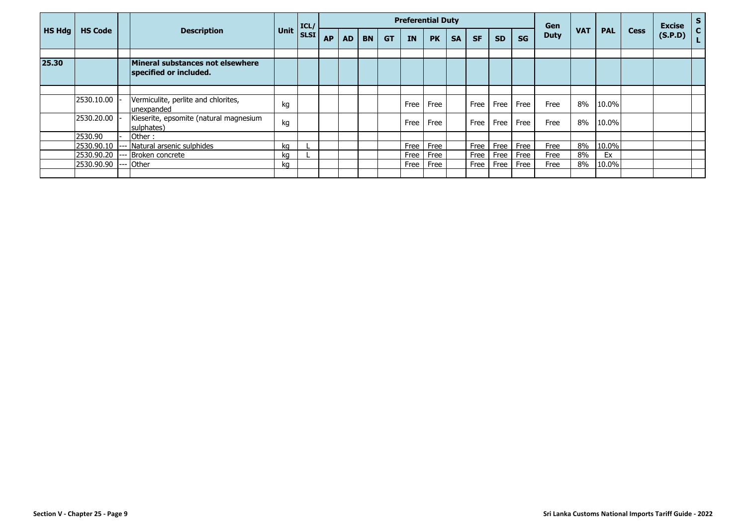| HS Hdg | HS Code | | Description | Unit | ICL/ SLSI | Preferential Duty | | | | | | | | | | Gen Duty | VAT | PAL | Cess | Excise (S.P.D) | S C L |
|---|---|---|---|---|---|---|---|---|---|---|---|---|---|---|---|---|---|---|---|---|---|
| | | | | | | AP | AD | BN | GT | IN | PK | SA | SF | SD | SG | | | | | | |
| | | | | | | | | | | | | | | | | | | | | | |
| **25.30** | | | **Mineral substances not elsewhere specified or included.** | | | | | | | | | | | | | | | | | | |
| | | | | | | | | | | | | | | | | | | | | | |
| | 2530.10.00 | - | Vermiculite, perlite and chlorites, unexpanded | kg | | | | | | Free | Free | | Free | Free | Free | Free | 8% | 10.0% | | | |
| | 2530.20.00 | - | Kieserite, epsomite (natural magnesium sulphates) | kg | | | | | | Free | Free | | Free | Free | Free | Free | 8% | 10.0% | | | |
| | 2530.90 | - | Other : | | | | | | | | | | | | | | | | | | |
| | 2530.90.10 | --- | Natural arsenic sulphides | kg | L | | | | | Free | Free | | Free | Free | Free | Free | 8% | 10.0% | | | |
| | 2530.90.20 | --- | Broken concrete | kg | L | | | | | Free | Free | | Free | Free | Free | Free | 8% | Ex | | | |
| | 2530.90.90 | --- | Other | kg | | | | | | Free | Free | | Free | Free | Free | Free | 8% | 10.0% | | | |
| | | | | | | | | | | | | | | | | | | | | | |